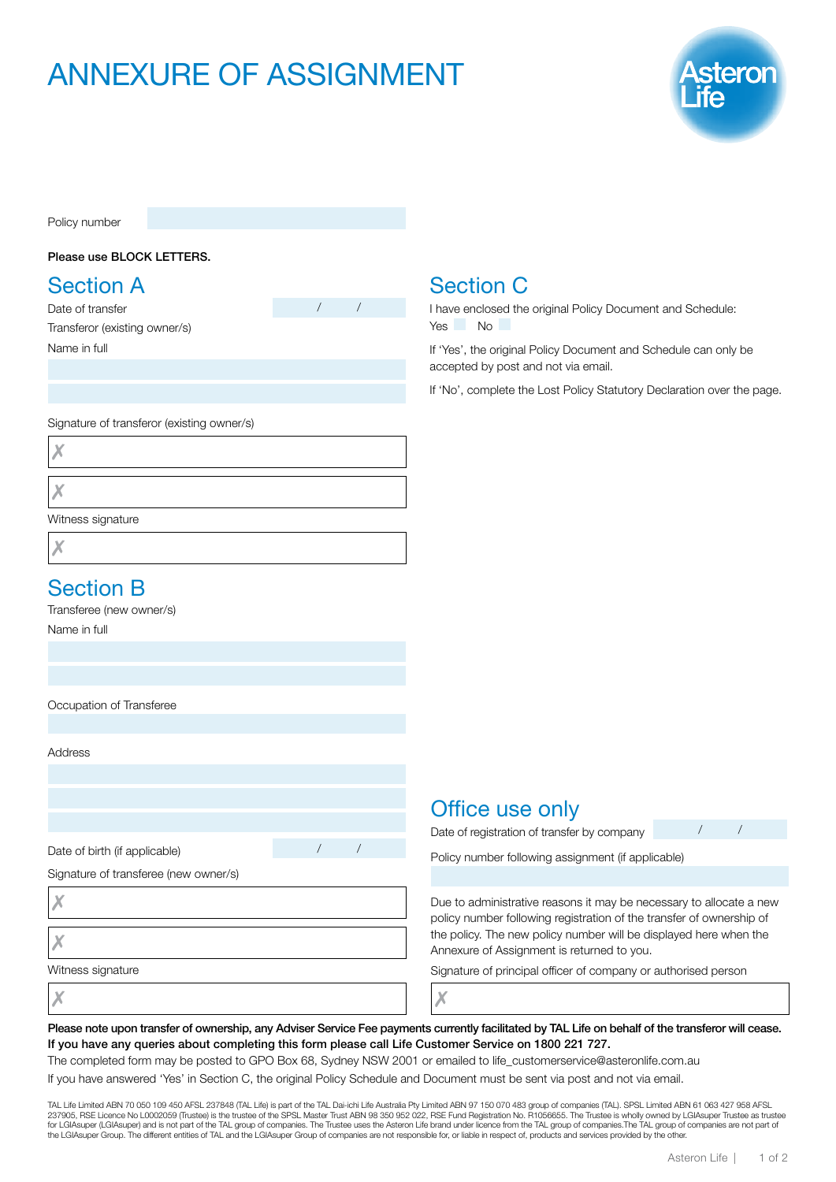# ANNEXURE OF ASSIGNMENT

Asteron Life

Policy number

**Please use BLOCK LETTERS.**

## Section A

Date of transfer  /  /

Transferor (existing owner/s)

Name in full

Signature of transferor (existing owner/s)

✗

✗

Witness signature

✗

## Section B

Transferee (new owner/s)

Name in full

Occupation of Transferee

Address

Date of birth (if applicable)  /  /

Signature of transferee (new owner/s)

✗

✗

Witness signature

✗

## Section C

I have enclosed the original Policy Document and Schedule:

Yes  No

If 'Yes', the original Policy Document and Schedule can only be accepted by post and not via email.

If 'No', complete the Lost Policy Statutory Declaration over the page.

## Office use only

Date of registration of transfer by company  /  /

Policy number following assignment (if applicable)

Due to administrative reasons it may be necessary to allocate a new policy number following registration of the transfer of ownership of the policy. The new policy number will be displayed here when the Annexure of Assignment is returned to you.

Signature of principal officer of company or authorised person

✗

**Please note upon transfer of ownership, any Adviser Service Fee payments currently facilitated by TAL Life on behalf of the transferor will cease.**
**If you have any queries about completing this form please call Life Customer Service on 1800 221 727.**

The completed form may be posted to GPO Box 68, Sydney NSW 2001 or emailed to life_customerservice@asteronlife.com.au

If you have answered 'Yes' in Section C, the original Policy Schedule and Document must be sent via post and not via email.

TAL Life Limited ABN 70 050 109 450 AFSL 237848 (TAL Life) is part of the TAL Dai-ichi Life Australia Pty Limited ABN 97 150 070 483 group of companies (TAL). SPSL Limited ABN 61 063 427 958 AFSL 237905, RSE Licence No L0002059 (Trustee) is the trustee of the SPSL Master Trust ABN 98 350 952 022, RSE Fund Registration No. R1056655. The Trustee is wholly owned by LGIAsuper Trustee as trustee for LGIAsuper (LGIAsuper) and is not part of the TAL group of companies. The Trustee uses the Asteron Life brand under licence from the TAL group of companies.The TAL group of companies are not part of the LGIAsuper Group. The different entities of TAL and the LGIAsuper Group of companies are not responsible for, or liable in respect of, products and services provided by the other.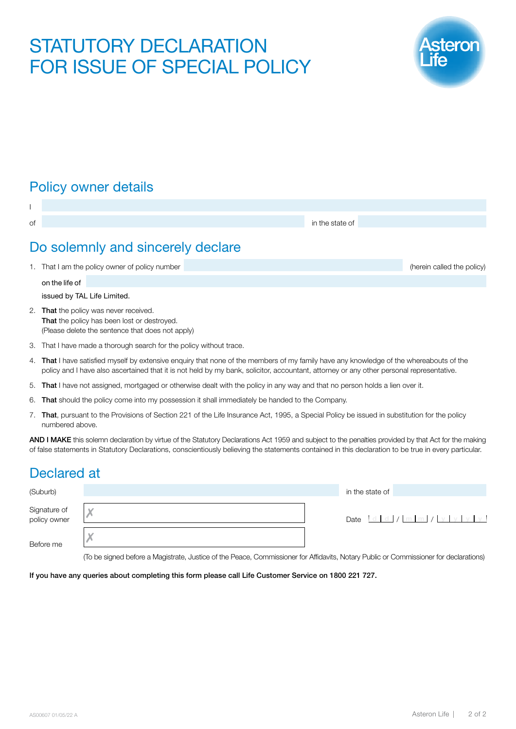# STATORY DECLARATION FOR ISSUE OF SPECIAL POLICY

## Policy owner details

I

of                                                                                in the state of

## Do solemnly and sincerely declare

1. That I am the policy owner of policy number                                        (herein called the policy)

   on the life of

   issued by TAL Life Limited.

2. **That** the policy was never received.
   **That** the policy has been lost or destroyed.
   (Please delete the sentence that does not apply)

3. That I have made a thorough search for the policy without trace.

4. **That** I have satisfied myself by extensive enquiry that none of the members of my family have any knowledge of the whereabouts of the policy and I have also ascertained that it is not held by my bank, solicitor, accountant, attorney or any other personal representative.

5. **That** I have not assigned, mortgaged or otherwise dealt with the policy in any way and that no person holds a lien over it.

6. **That** should the policy come into my possession it shall immediately be handed to the Company.

7. **That**, pursuant to the Provisions of Section 221 of the Life Insurance Act, 1995, a Special Policy be issued in substitution for the policy numbered above.

**AND I MAKE** this solemn declaration by virtue of the Statutory Declarations Act 1959 and subject to the penalties provided by that Act for the making of false statements in Statutory Declarations, conscientiously believing the statements contained in this declaration to be true in every particular.

## Declared at

(Suburb)                                                                                in the state of

Signature of policy owner ✗                                                    Date d d / m m / y y y y

Before me ✗

(To be signed before a Magistrate, Justice of the Peace, Commissioner for Affidavits, Notary Public or Commissioner for declarations)

**If you have any queries about completing this form please call Life Customer Service on 1800 221 727.**

AS00607 01/05/22 A